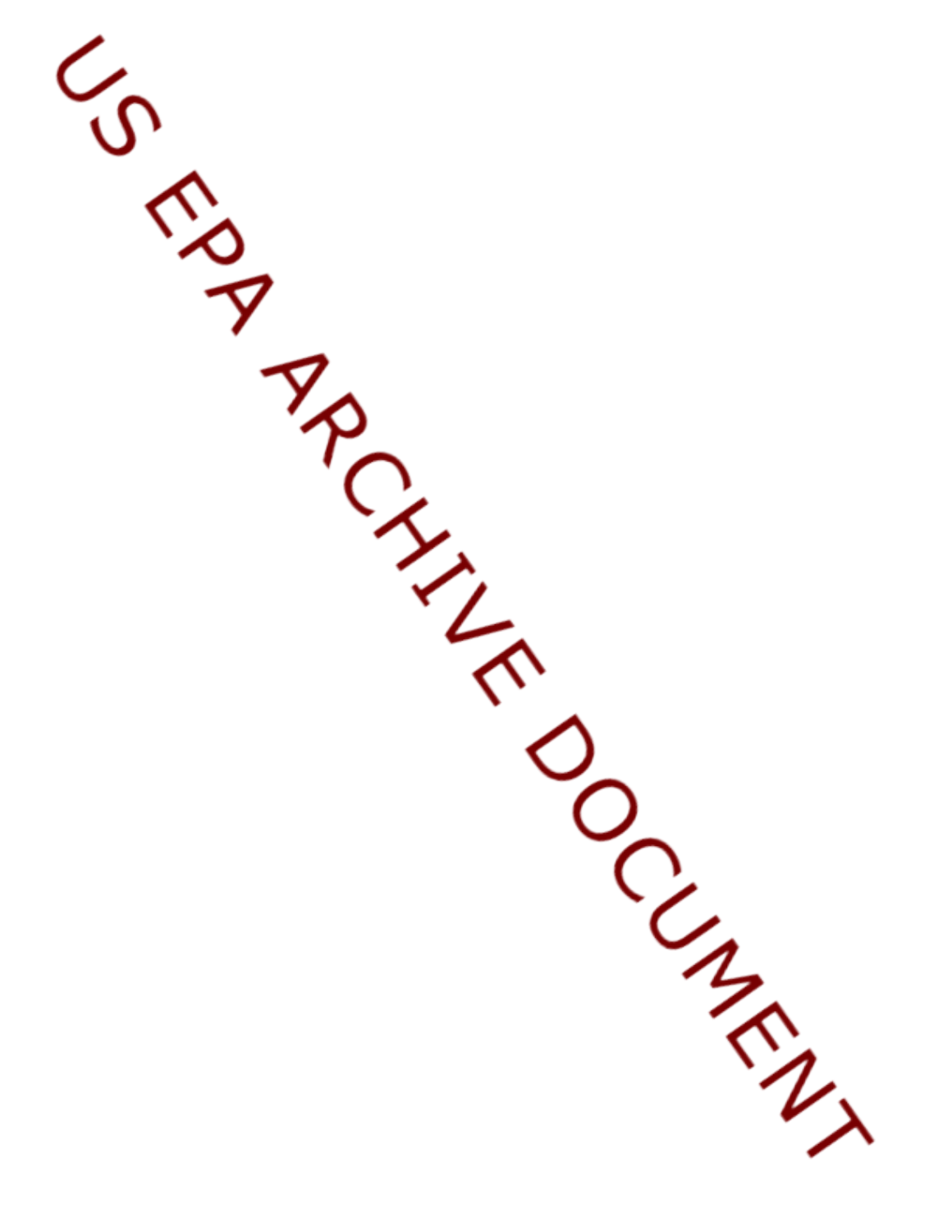US EPA ARCHIVE DOCUMENT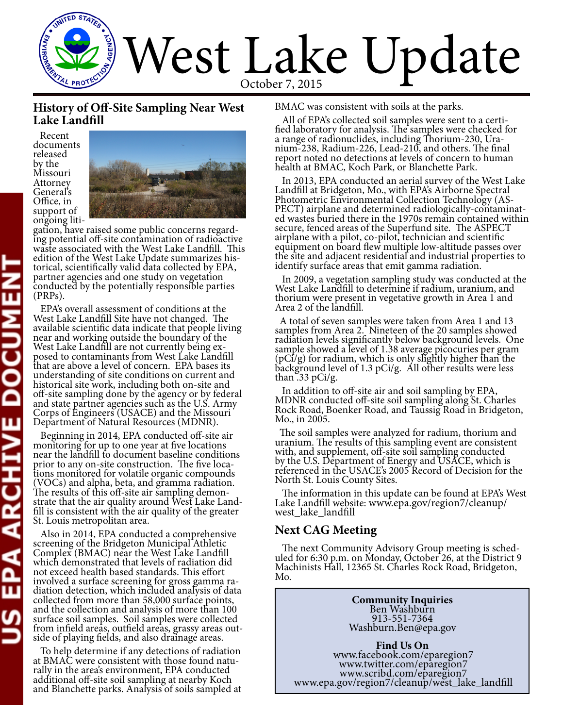# West Lake Update

October 7, 2015

## History of Off-Site Sampling Near West Lake Landfill

Recent documents released by the Missouri Attorney General's Office, in support of ongoing litigation, have raised some public concerns regarding potential off-site contamination of radioactive waste associated with the West Lake Landfill. This edition of the West Lake Update summarizes historical, scientifically valid data collected by EPA, partner agencies and one study on vegetation conducted by the potentially responsible parties (PRPs).

EPA's overall assessment of conditions at the West Lake Landfill Site have not changed. The available scientific data indicate that people living near and working outside the boundary of the West Lake Landfill are not currently being exposed to contaminants from West Lake Landfill that are above a level of concern. EPA bases its understanding of site conditions on current and historical site work, including both on-site and off-site sampling done by the agency or by federal and state partner agencies such as the U.S. Army Corps of Engineers (USACE) and the Missouri Department of Natural Resources (MDNR).

Beginning in 2014, EPA conducted off-site air monitoring for up to one year at five locations near the landfill to document baseline conditions prior to any on-site construction. The five locations monitored for volatile organic compounds (VOCs) and alpha, beta, and gramma radiation. The results of this off-site air sampling demonstrate that the air quality around West Lake Landfill is consistent with the air quality of the greater St. Louis metropolitan area.

Also in 2014, EPA conducted a comprehensive screening of the Bridgeton Municipal Athletic Complex (BMAC) near the West Lake Landfill which demonstrated that levels of radiation did not exceed health based standards. This effort involved a surface screening for gross gamma radiation detection, which included analysis of data collected from more than 58,000 surface points, and the collection and analysis of more than 100 surface soil samples. Soil samples were collected from infield areas, outfield areas, grassy areas outside of playing fields, and also drainage areas.

To help determine if any detections of radiation at BMAC were consistent with those found naturally in the area's environment, EPA conducted additional off-site soil sampling at nearby Koch and Blanchette parks. Analysis of soils sampled at BMAC was consistent with soils at the parks.

All of EPA's collected soil samples were sent to a certified laboratory for analysis. The samples were checked for a range of radionuclides, including Thorium-230, Uranium-238, Radium-226, Lead-210, and others. The final report noted no detections at levels of concern to human health at BMAC, Koch Park, or Blanchette Park.

In 2013, EPA conducted an aerial survey of the West Lake Landfill at Bridgeton, Mo., with EPA's Airborne Spectral Photometric Environmental Collection Technology (ASPECT) airplane and determined radiologically-contaminated wastes buried there in the 1970s remain contained within secure, fenced areas of the Superfund site. The ASPECT airplane with a pilot, co-pilot, technician and scientific equipment on board flew multiple low-altitude passes over the site and adjacent residential and industrial properties to identify surface areas that emit gamma radiation.

In 2009, a vegetation sampling study was conducted at the West Lake Landfill to determine if radium, uranium, and thorium were present in vegetative growth in Area 1 and Area 2 of the landfill.

A total of seven samples were taken from Area 1 and 13 samples from Area 2. Nineteen of the 20 samples showed radiation levels significantly below background levels. One sample showed a level of 1.38 average picocuries per gram (pCi/g) for radium, which is only slightly higher than the background level of 1.3 pCi/g. All other results were less than .33 pCi/g.

In addition to off-site air and soil sampling by EPA, MDNR conducted off-site soil sampling along St. Charles Rock Road, Boenker Road, and Taussig Road in Bridgeton, Mo., in 2005.

The soil samples were analyzed for radium, thorium and uranium. The results of this sampling event are consistent with, and supplement, off-site soil sampling conducted by the U.S. Department of Energy and USACE, which is referenced in the USACE's 2005 Record of Decision for the North St. Louis County Sites.

The information in this update can be found at EPA's West Lake Landfill website: www.epa.gov/region7/cleanup/west_lake_landfill

## Next CAG Meeting

The next Community Advisory Group meeting is scheduled for 6:30 p.m. on Monday, October 26, at the District 9 Machinists Hall, 12365 St. Charles Rock Road, Bridgeton, Mo.

**Community Inquiries**
Ben Washburn
913-551-7364
Washburn.Ben@epa.gov

**Find Us On**
www.facebook.com/eparegion7
www.twitter.com/eparegion7
www.scribd.com/eparegion7
www.epa.gov/region7/cleanup/west_lake_landfill

US EPA ARCHIVE DOCUMENT